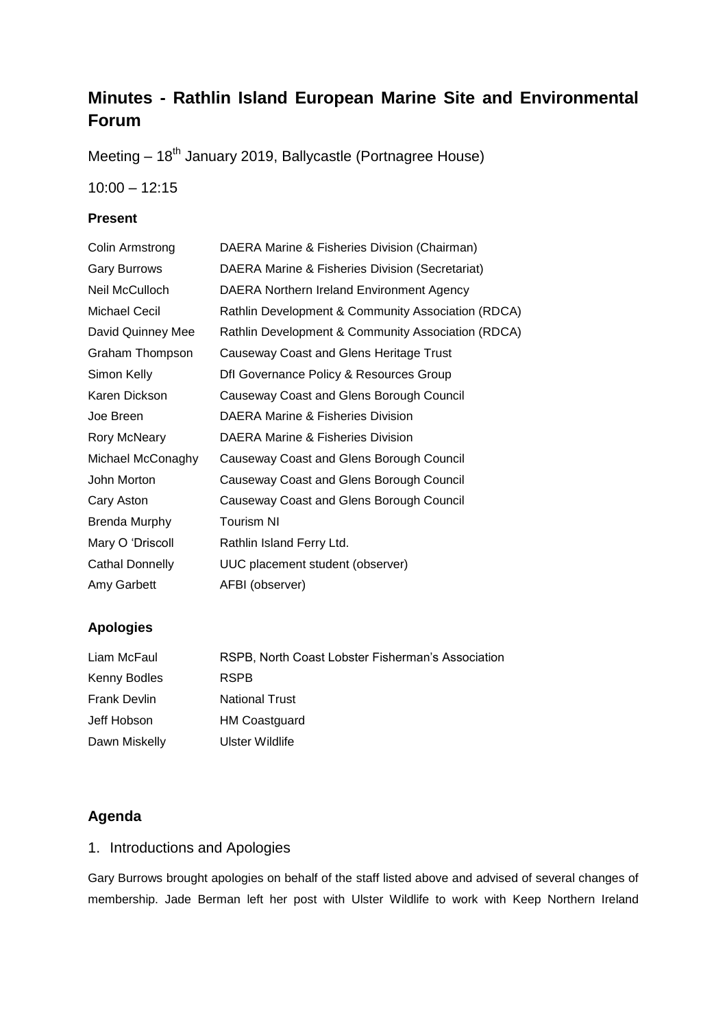# Minutes - Rathlin Island European Marine Site and Environmental Forum

Meeting – 18th January 2019, Ballycastle (Portnagree House)

10:00 – 12:15

### Present

| | |
|---|---|
| Colin Armstrong | DAERA Marine & Fisheries Division (Chairman) |
| Gary Burrows | DAERA Marine & Fisheries Division (Secretariat) |
| Neil McCulloch | DAERA Northern Ireland Environment Agency |
| Michael Cecil | Rathlin Development & Community Association (RDCA) |
| David Quinney Mee | Rathlin Development & Community Association (RDCA) |
| Graham Thompson | Causeway Coast and Glens Heritage Trust |
| Simon Kelly | DfI Governance Policy & Resources Group |
| Karen Dickson | Causeway Coast and Glens Borough Council |
| Joe Breen | DAERA Marine & Fisheries Division |
| Rory McNeary | DAERA Marine & Fisheries Division |
| Michael McConaghy | Causeway Coast and Glens Borough Council |
| John Morton | Causeway Coast and Glens Borough Council |
| Cary Aston | Causeway Coast and Glens Borough Council |
| Brenda Murphy | Tourism NI |
| Mary O 'Driscoll | Rathlin Island Ferry Ltd. |
| Cathal Donnelly | UUC placement student (observer) |
| Amy Garbett | AFBI (observer) |

### Apologies

| | |
|---|---|
| Liam McFaul | RSPB, North Coast Lobster Fisherman's Association |
| Kenny Bodles | RSPB |
| Frank Devlin | National Trust |
| Jeff Hobson | HM Coastguard |
| Dawn Miskelly | Ulster Wildlife |

## Agenda

1. Introductions and Apologies

Gary Burrows brought apologies on behalf of the staff listed above and advised of several changes of membership. Jade Berman left her post with Ulster Wildlife to work with Keep Northern Ireland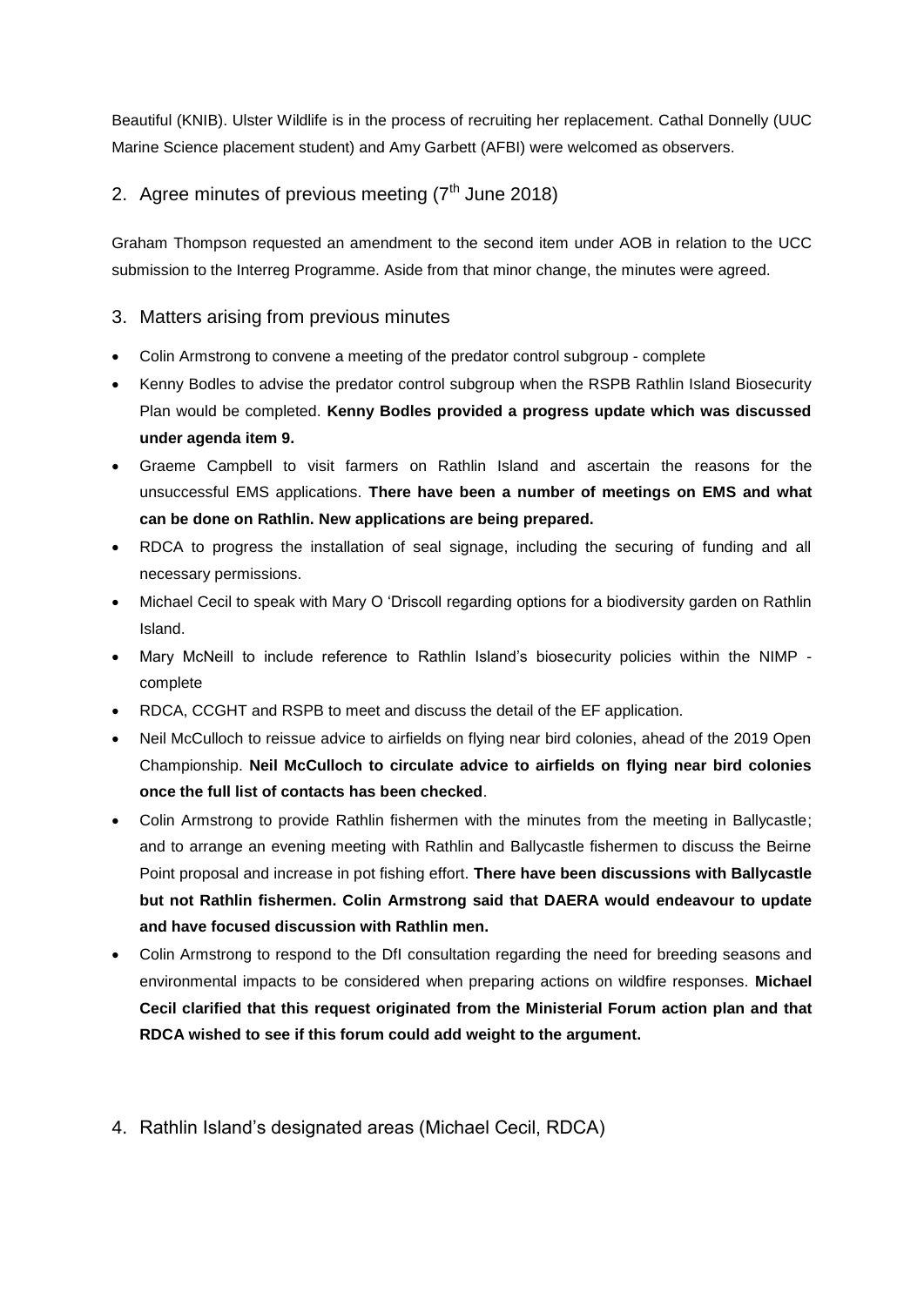Beautiful (KNIB). Ulster Wildlife is in the process of recruiting her replacement. Cathal Donnelly (UUC Marine Science placement student) and Amy Garbett (AFBI) were welcomed as observers.

## 2. Agree minutes of previous meeting (7th June 2018)

Graham Thompson requested an amendment to the second item under AOB in relation to the UCC submission to the Interreg Programme. Aside from that minor change, the minutes were agreed.

## 3. Matters arising from previous minutes

- Colin Armstrong to convene a meeting of the predator control subgroup - complete
- Kenny Bodles to advise the predator control subgroup when the RSPB Rathlin Island Biosecurity Plan would be completed. **Kenny Bodles provided a progress update which was discussed under agenda item 9.**
- Graeme Campbell to visit farmers on Rathlin Island and ascertain the reasons for the unsuccessful EMS applications. **There have been a number of meetings on EMS and what can be done on Rathlin. New applications are being prepared.**
- RDCA to progress the installation of seal signage, including the securing of funding and all necessary permissions.
- Michael Cecil to speak with Mary O 'Driscoll regarding options for a biodiversity garden on Rathlin Island.
- Mary McNeill to include reference to Rathlin Island's biosecurity policies within the NIMP - complete
- RDCA, CCGHT and RSPB to meet and discuss the detail of the EF application.
- Neil McCulloch to reissue advice to airfields on flying near bird colonies, ahead of the 2019 Open Championship. **Neil McCulloch to circulate advice to airfields on flying near bird colonies once the full list of contacts has been checked**.
- Colin Armstrong to provide Rathlin fishermen with the minutes from the meeting in Ballycastle; and to arrange an evening meeting with Rathlin and Ballycastle fishermen to discuss the Beirne Point proposal and increase in pot fishing effort. **There have been discussions with Ballycastle but not Rathlin fishermen. Colin Armstrong said that DAERA would endeavour to update and have focused discussion with Rathlin men.**
- Colin Armstrong to respond to the DfI consultation regarding the need for breeding seasons and environmental impacts to be considered when preparing actions on wildfire responses. **Michael Cecil clarified that this request originated from the Ministerial Forum action plan and that RDCA wished to see if this forum could add weight to the argument.**

## 4. Rathlin Island's designated areas (Michael Cecil, RDCA)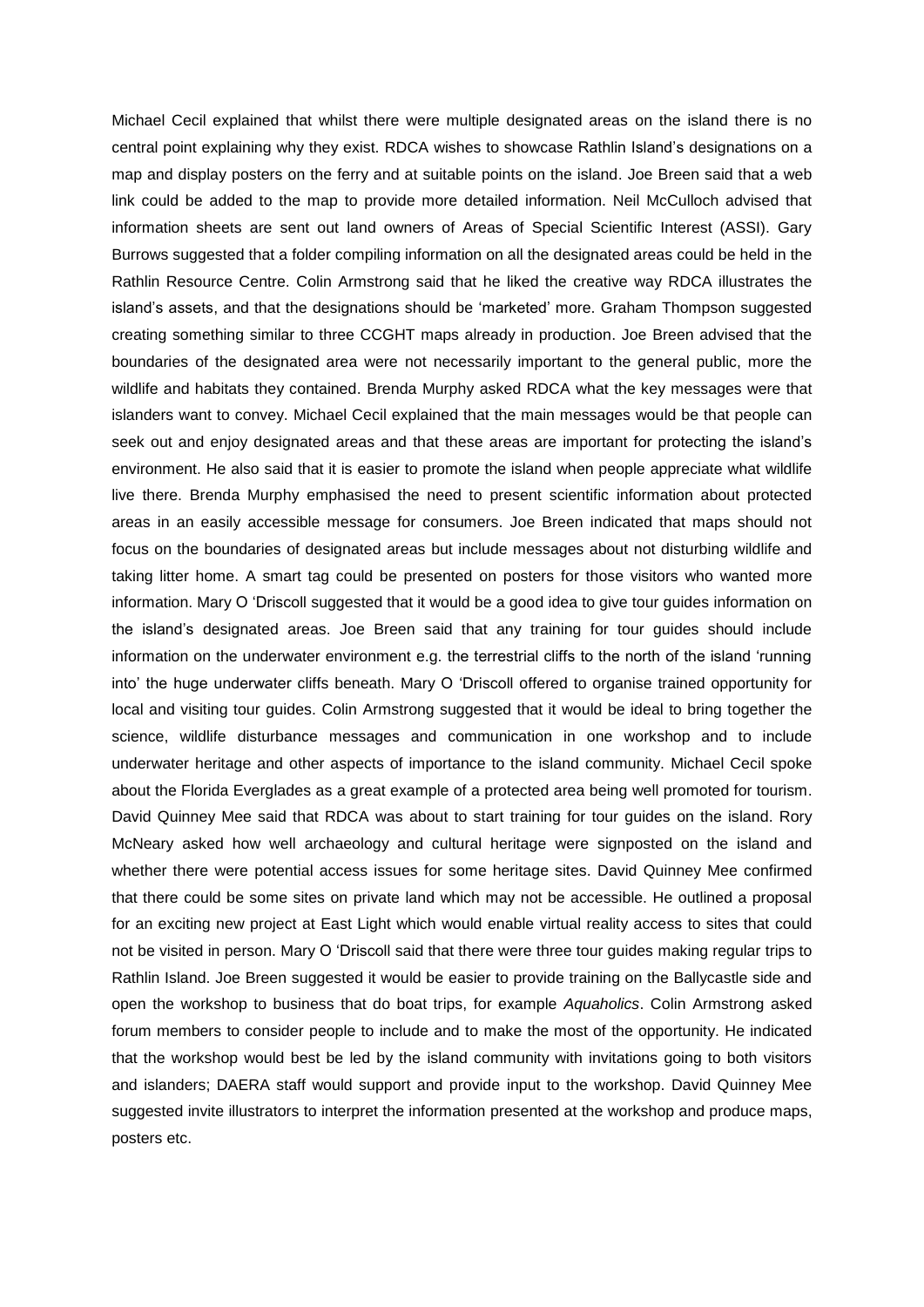Michael Cecil explained that whilst there were multiple designated areas on the island there is no central point explaining why they exist. RDCA wishes to showcase Rathlin Island's designations on a map and display posters on the ferry and at suitable points on the island. Joe Breen said that a web link could be added to the map to provide more detailed information. Neil McCulloch advised that information sheets are sent out land owners of Areas of Special Scientific Interest (ASSI). Gary Burrows suggested that a folder compiling information on all the designated areas could be held in the Rathlin Resource Centre. Colin Armstrong said that he liked the creative way RDCA illustrates the island's assets, and that the designations should be 'marketed' more. Graham Thompson suggested creating something similar to three CCGHT maps already in production. Joe Breen advised that the boundaries of the designated area were not necessarily important to the general public, more the wildlife and habitats they contained. Brenda Murphy asked RDCA what the key messages were that islanders want to convey. Michael Cecil explained that the main messages would be that people can seek out and enjoy designated areas and that these areas are important for protecting the island's environment. He also said that it is easier to promote the island when people appreciate what wildlife live there. Brenda Murphy emphasised the need to present scientific information about protected areas in an easily accessible message for consumers. Joe Breen indicated that maps should not focus on the boundaries of designated areas but include messages about not disturbing wildlife and taking litter home. A smart tag could be presented on posters for those visitors who wanted more information. Mary O 'Driscoll suggested that it would be a good idea to give tour guides information on the island's designated areas. Joe Breen said that any training for tour guides should include information on the underwater environment e.g. the terrestrial cliffs to the north of the island 'running into' the huge underwater cliffs beneath. Mary O 'Driscoll offered to organise trained opportunity for local and visiting tour guides. Colin Armstrong suggested that it would be ideal to bring together the science, wildlife disturbance messages and communication in one workshop and to include underwater heritage and other aspects of importance to the island community. Michael Cecil spoke about the Florida Everglades as a great example of a protected area being well promoted for tourism. David Quinney Mee said that RDCA was about to start training for tour guides on the island. Rory McNeary asked how well archaeology and cultural heritage were signposted on the island and whether there were potential access issues for some heritage sites. David Quinney Mee confirmed that there could be some sites on private land which may not be accessible. He outlined a proposal for an exciting new project at East Light which would enable virtual reality access to sites that could not be visited in person. Mary O 'Driscoll said that there were three tour guides making regular trips to Rathlin Island. Joe Breen suggested it would be easier to provide training on the Ballycastle side and open the workshop to business that do boat trips, for example *Aquaholics*. Colin Armstrong asked forum members to consider people to include and to make the most of the opportunity. He indicated that the workshop would best be led by the island community with invitations going to both visitors and islanders; DAERA staff would support and provide input to the workshop. David Quinney Mee suggested invite illustrators to interpret the information presented at the workshop and produce maps, posters etc.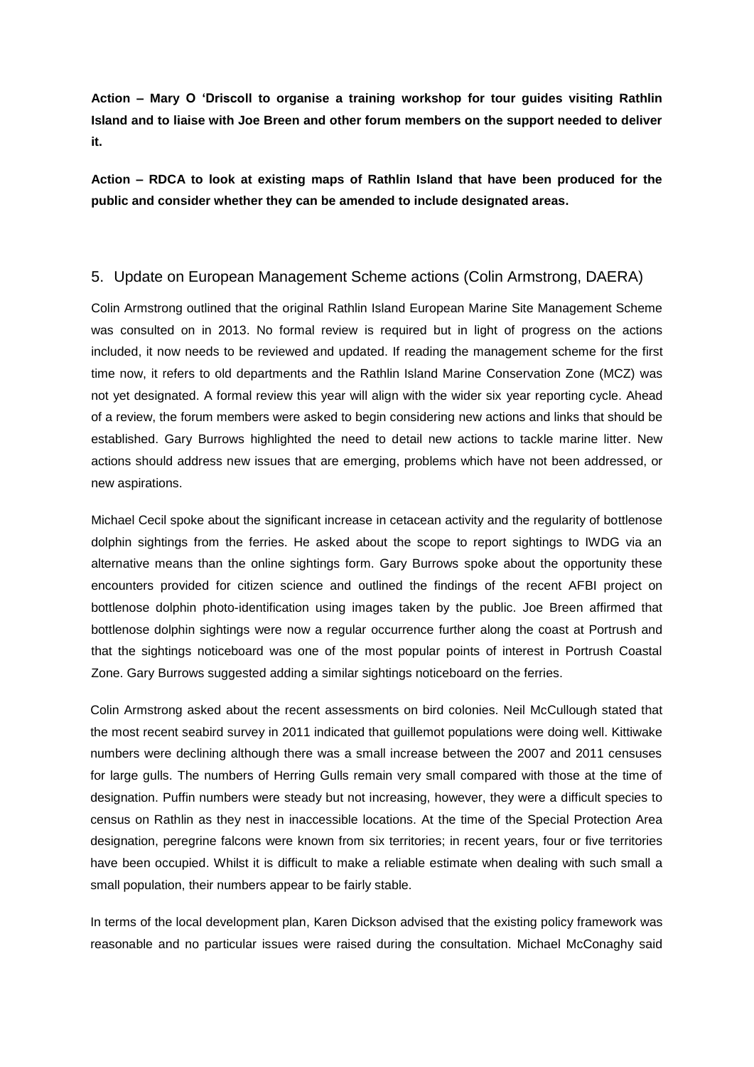**Action – Mary O 'Driscoll to organise a training workshop for tour guides visiting Rathlin Island and to liaise with Joe Breen and other forum members on the support needed to deliver it.**

**Action – RDCA to look at existing maps of Rathlin Island that have been produced for the public and consider whether they can be amended to include designated areas.**

## 5. Update on European Management Scheme actions (Colin Armstrong, DAERA)

Colin Armstrong outlined that the original Rathlin Island European Marine Site Management Scheme was consulted on in 2013. No formal review is required but in light of progress on the actions included, it now needs to be reviewed and updated. If reading the management scheme for the first time now, it refers to old departments and the Rathlin Island Marine Conservation Zone (MCZ) was not yet designated. A formal review this year will align with the wider six year reporting cycle. Ahead of a review, the forum members were asked to begin considering new actions and links that should be established. Gary Burrows highlighted the need to detail new actions to tackle marine litter. New actions should address new issues that are emerging, problems which have not been addressed, or new aspirations.

Michael Cecil spoke about the significant increase in cetacean activity and the regularity of bottlenose dolphin sightings from the ferries. He asked about the scope to report sightings to IWDG via an alternative means than the online sightings form. Gary Burrows spoke about the opportunity these encounters provided for citizen science and outlined the findings of the recent AFBI project on bottlenose dolphin photo-identification using images taken by the public. Joe Breen affirmed that bottlenose dolphin sightings were now a regular occurrence further along the coast at Portrush and that the sightings noticeboard was one of the most popular points of interest in Portrush Coastal Zone. Gary Burrows suggested adding a similar sightings noticeboard on the ferries.

Colin Armstrong asked about the recent assessments on bird colonies. Neil McCullough stated that the most recent seabird survey in 2011 indicated that guillemot populations were doing well. Kittiwake numbers were declining although there was a small increase between the 2007 and 2011 censuses for large gulls. The numbers of Herring Gulls remain very small compared with those at the time of designation. Puffin numbers were steady but not increasing, however, they were a difficult species to census on Rathlin as they nest in inaccessible locations. At the time of the Special Protection Area designation, peregrine falcons were known from six territories; in recent years, four or five territories have been occupied. Whilst it is difficult to make a reliable estimate when dealing with such small a small population, their numbers appear to be fairly stable.

In terms of the local development plan, Karen Dickson advised that the existing policy framework was reasonable and no particular issues were raised during the consultation. Michael McConaghy said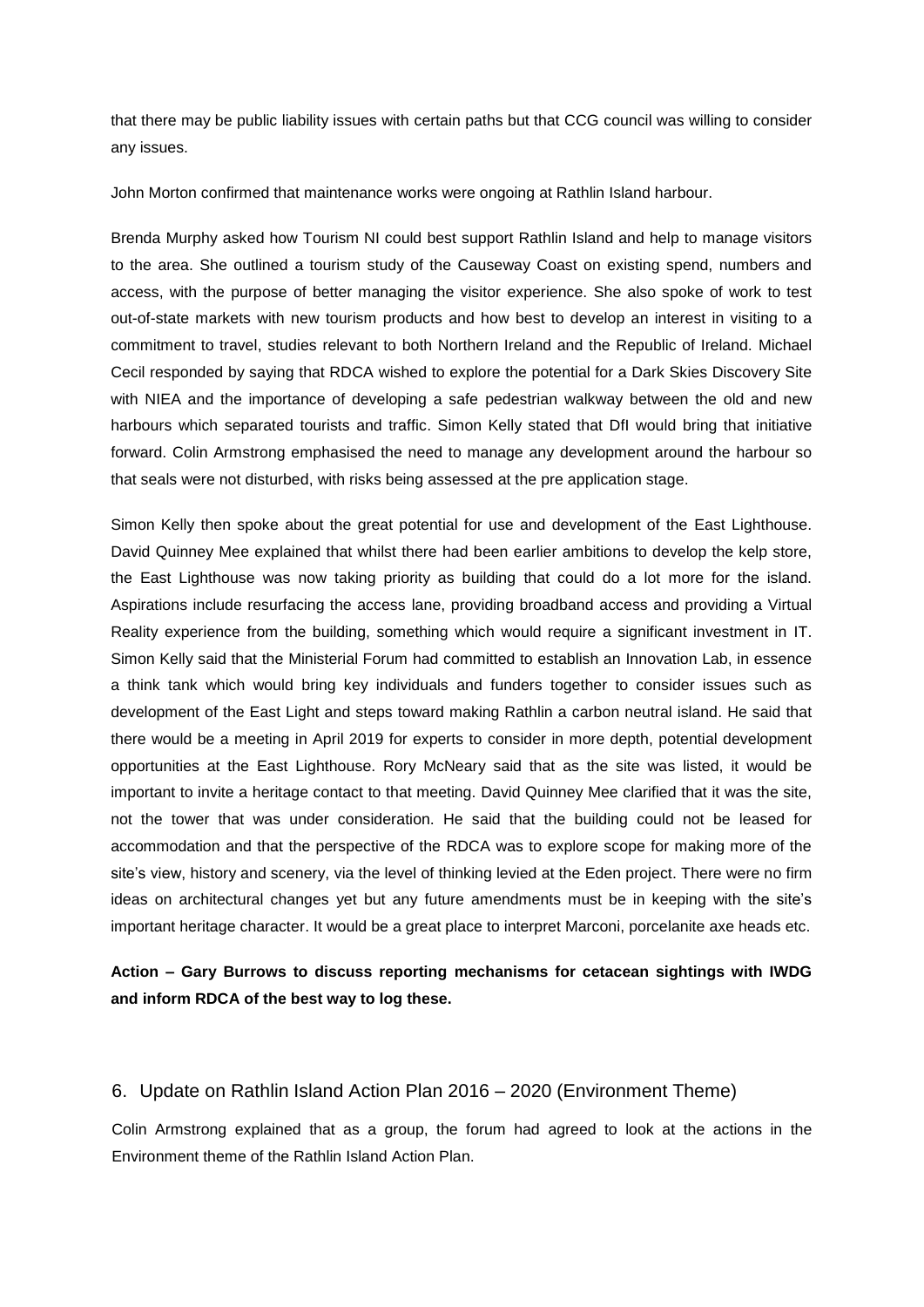that there may be public liability issues with certain paths but that CCG council was willing to consider any issues.

John Morton confirmed that maintenance works were ongoing at Rathlin Island harbour.

Brenda Murphy asked how Tourism NI could best support Rathlin Island and help to manage visitors to the area. She outlined a tourism study of the Causeway Coast on existing spend, numbers and access, with the purpose of better managing the visitor experience. She also spoke of work to test out-of-state markets with new tourism products and how best to develop an interest in visiting to a commitment to travel, studies relevant to both Northern Ireland and the Republic of Ireland. Michael Cecil responded by saying that RDCA wished to explore the potential for a Dark Skies Discovery Site with NIEA and the importance of developing a safe pedestrian walkway between the old and new harbours which separated tourists and traffic. Simon Kelly stated that DfI would bring that initiative forward. Colin Armstrong emphasised the need to manage any development around the harbour so that seals were not disturbed, with risks being assessed at the pre application stage.

Simon Kelly then spoke about the great potential for use and development of the East Lighthouse. David Quinney Mee explained that whilst there had been earlier ambitions to develop the kelp store, the East Lighthouse was now taking priority as building that could do a lot more for the island. Aspirations include resurfacing the access lane, providing broadband access and providing a Virtual Reality experience from the building, something which would require a significant investment in IT. Simon Kelly said that the Ministerial Forum had committed to establish an Innovation Lab, in essence a think tank which would bring key individuals and funders together to consider issues such as development of the East Light and steps toward making Rathlin a carbon neutral island. He said that there would be a meeting in April 2019 for experts to consider in more depth, potential development opportunities at the East Lighthouse. Rory McNeary said that as the site was listed, it would be important to invite a heritage contact to that meeting. David Quinney Mee clarified that it was the site, not the tower that was under consideration. He said that the building could not be leased for accommodation and that the perspective of the RDCA was to explore scope for making more of the site's view, history and scenery, via the level of thinking levied at the Eden project. There were no firm ideas on architectural changes yet but any future amendments must be in keeping with the site's important heritage character. It would be a great place to interpret Marconi, porcelanite axe heads etc.

**Action – Gary Burrows to discuss reporting mechanisms for cetacean sightings with IWDG and inform RDCA of the best way to log these.**

## 6. Update on Rathlin Island Action Plan 2016 – 2020 (Environment Theme)

Colin Armstrong explained that as a group, the forum had agreed to look at the actions in the Environment theme of the Rathlin Island Action Plan.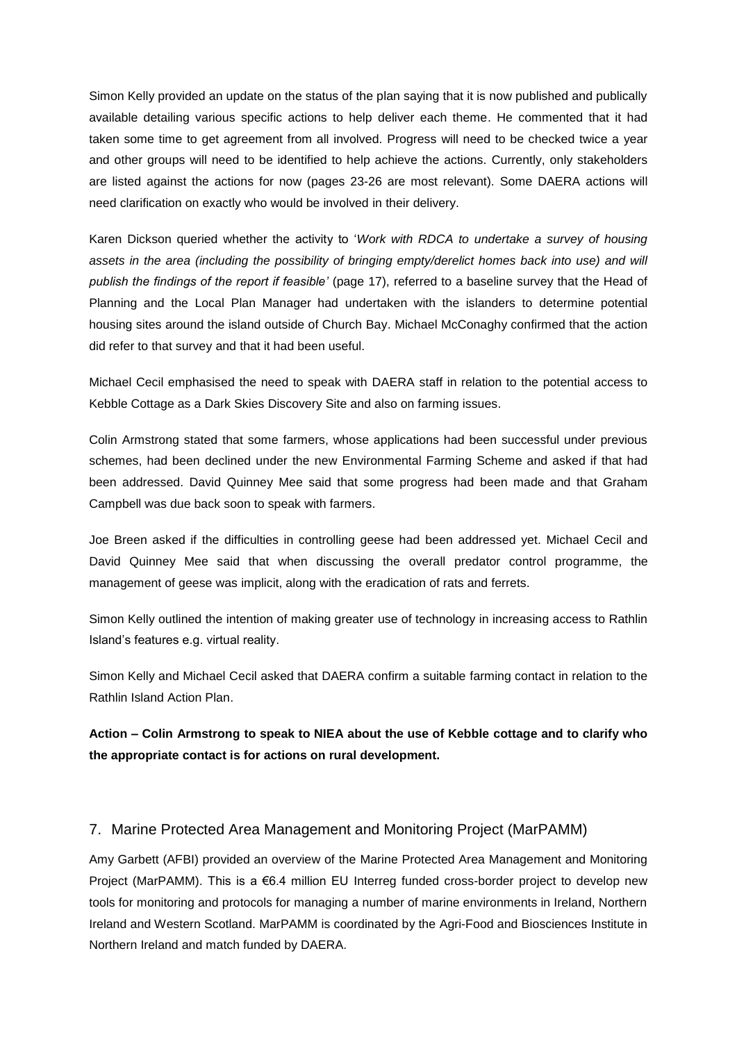Simon Kelly provided an update on the status of the plan saying that it is now published and publically available detailing various specific actions to help deliver each theme. He commented that it had taken some time to get agreement from all involved. Progress will need to be checked twice a year and other groups will need to be identified to help achieve the actions. Currently, only stakeholders are listed against the actions for now (pages 23-26 are most relevant). Some DAERA actions will need clarification on exactly who would be involved in their delivery.

Karen Dickson queried whether the activity to '*Work with RDCA to undertake a survey of housing assets in the area (including the possibility of bringing empty/derelict homes back into use) and will publish the findings of the report if feasible'* (page 17), referred to a baseline survey that the Head of Planning and the Local Plan Manager had undertaken with the islanders to determine potential housing sites around the island outside of Church Bay. Michael McConaghy confirmed that the action did refer to that survey and that it had been useful.

Michael Cecil emphasised the need to speak with DAERA staff in relation to the potential access to Kebble Cottage as a Dark Skies Discovery Site and also on farming issues.

Colin Armstrong stated that some farmers, whose applications had been successful under previous schemes, had been declined under the new Environmental Farming Scheme and asked if that had been addressed. David Quinney Mee said that some progress had been made and that Graham Campbell was due back soon to speak with farmers.

Joe Breen asked if the difficulties in controlling geese had been addressed yet. Michael Cecil and David Quinney Mee said that when discussing the overall predator control programme, the management of geese was implicit, along with the eradication of rats and ferrets.

Simon Kelly outlined the intention of making greater use of technology in increasing access to Rathlin Island's features e.g. virtual reality.

Simon Kelly and Michael Cecil asked that DAERA confirm a suitable farming contact in relation to the Rathlin Island Action Plan.

**Action – Colin Armstrong to speak to NIEA about the use of Kebble cottage and to clarify who the appropriate contact is for actions on rural development.**

## 7. Marine Protected Area Management and Monitoring Project (MarPAMM)

Amy Garbett (AFBI) provided an overview of the Marine Protected Area Management and Monitoring Project (MarPAMM). This is a €6.4 million EU Interreg funded cross-border project to develop new tools for monitoring and protocols for managing a number of marine environments in Ireland, Northern Ireland and Western Scotland. MarPAMM is coordinated by the Agri-Food and Biosciences Institute in Northern Ireland and match funded by DAERA.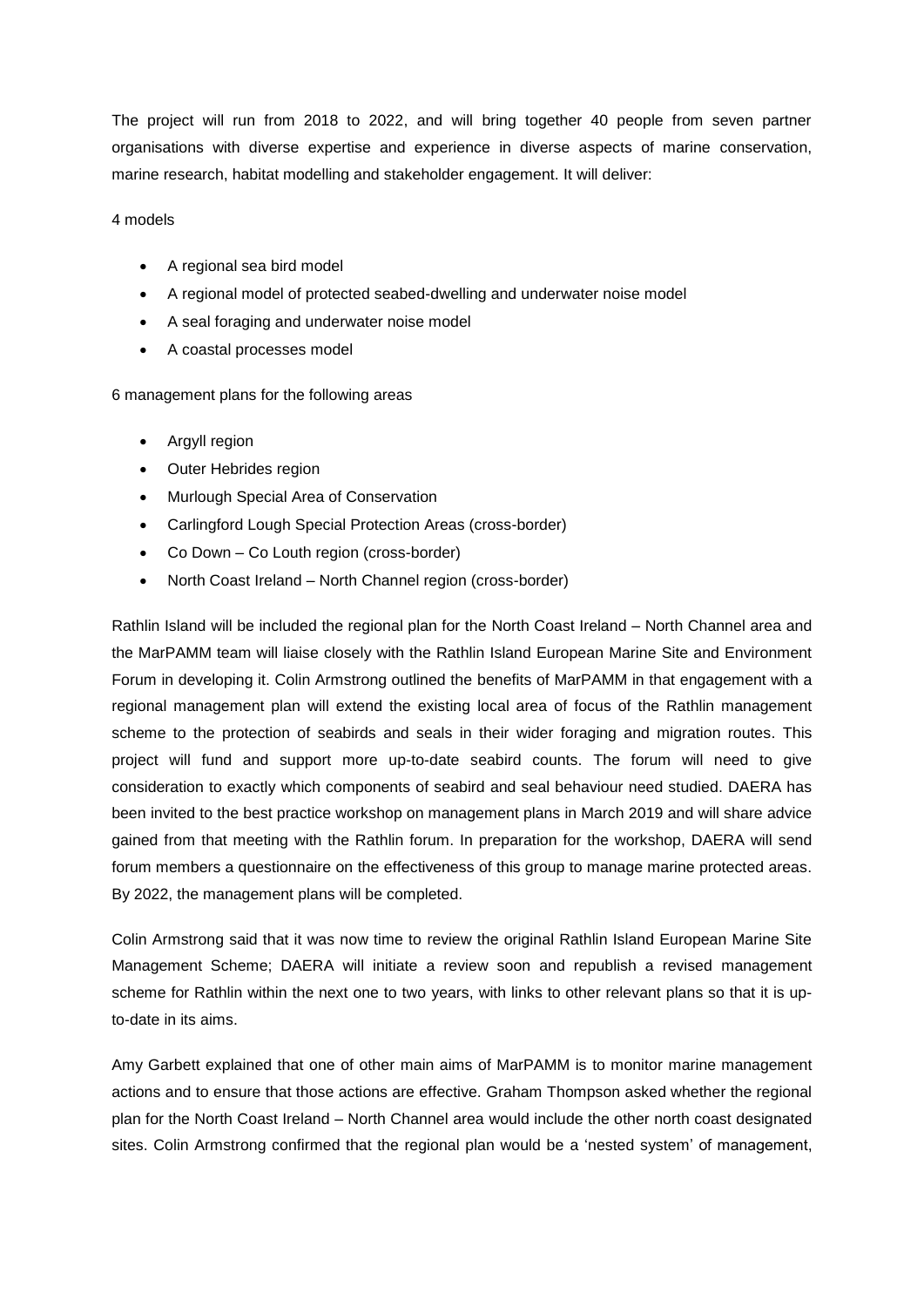The project will run from 2018 to 2022, and will bring together 40 people from seven partner organisations with diverse expertise and experience in diverse aspects of marine conservation, marine research, habitat modelling and stakeholder engagement. It will deliver:

4 models

- A regional sea bird model
- A regional model of protected seabed-dwelling and underwater noise model
- A seal foraging and underwater noise model
- A coastal processes model

6 management plans for the following areas

- Argyll region
- Outer Hebrides region
- Murlough Special Area of Conservation
- Carlingford Lough Special Protection Areas (cross-border)
- Co Down – Co Louth region (cross-border)
- North Coast Ireland – North Channel region (cross-border)

Rathlin Island will be included the regional plan for the North Coast Ireland – North Channel area and the MarPAMM team will liaise closely with the Rathlin Island European Marine Site and Environment Forum in developing it. Colin Armstrong outlined the benefits of MarPAMM in that engagement with a regional management plan will extend the existing local area of focus of the Rathlin management scheme to the protection of seabirds and seals in their wider foraging and migration routes. This project will fund and support more up-to-date seabird counts. The forum will need to give consideration to exactly which components of seabird and seal behaviour need studied. DAERA has been invited to the best practice workshop on management plans in March 2019 and will share advice gained from that meeting with the Rathlin forum. In preparation for the workshop, DAERA will send forum members a questionnaire on the effectiveness of this group to manage marine protected areas. By 2022, the management plans will be completed.

Colin Armstrong said that it was now time to review the original Rathlin Island European Marine Site Management Scheme; DAERA will initiate a review soon and republish a revised management scheme for Rathlin within the next one to two years, with links to other relevant plans so that it is up-to-date in its aims.

Amy Garbett explained that one of other main aims of MarPAMM is to monitor marine management actions and to ensure that those actions are effective. Graham Thompson asked whether the regional plan for the North Coast Ireland – North Channel area would include the other north coast designated sites. Colin Armstrong confirmed that the regional plan would be a 'nested system' of management,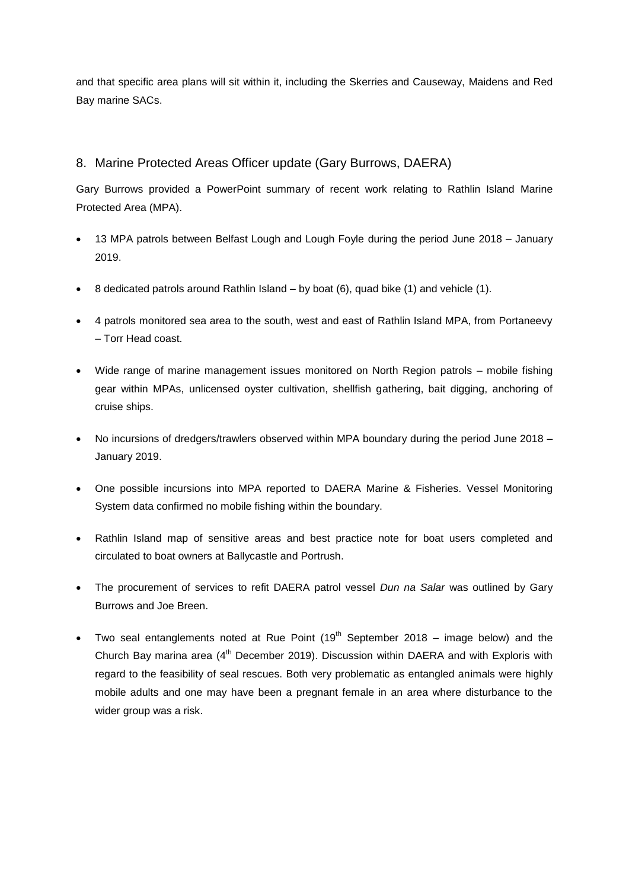and that specific area plans will sit within it, including the Skerries and Causeway, Maidens and Red Bay marine SACs.

## 8. Marine Protected Areas Officer update (Gary Burrows, DAERA)

Gary Burrows provided a PowerPoint summary of recent work relating to Rathlin Island Marine Protected Area (MPA).

- 13 MPA patrols between Belfast Lough and Lough Foyle during the period June 2018 – January 2019.
- 8 dedicated patrols around Rathlin Island – by boat (6), quad bike (1) and vehicle (1).
- 4 patrols monitored sea area to the south, west and east of Rathlin Island MPA, from Portaneevy – Torr Head coast.
- Wide range of marine management issues monitored on North Region patrols – mobile fishing gear within MPAs, unlicensed oyster cultivation, shellfish gathering, bait digging, anchoring of cruise ships.
- No incursions of dredgers/trawlers observed within MPA boundary during the period June 2018 – January 2019.
- One possible incursions into MPA reported to DAERA Marine & Fisheries. Vessel Monitoring System data confirmed no mobile fishing within the boundary.
- Rathlin Island map of sensitive areas and best practice note for boat users completed and circulated to boat owners at Ballycastle and Portrush.
- The procurement of services to refit DAERA patrol vessel *Dun na Salar* was outlined by Gary Burrows and Joe Breen.
- Two seal entanglements noted at Rue Point (19th September 2018 – image below) and the Church Bay marina area (4th December 2019). Discussion within DAERA and with Exploris with regard to the feasibility of seal rescues. Both very problematic as entangled animals were highly mobile adults and one may have been a pregnant female in an area where disturbance to the wider group was a risk.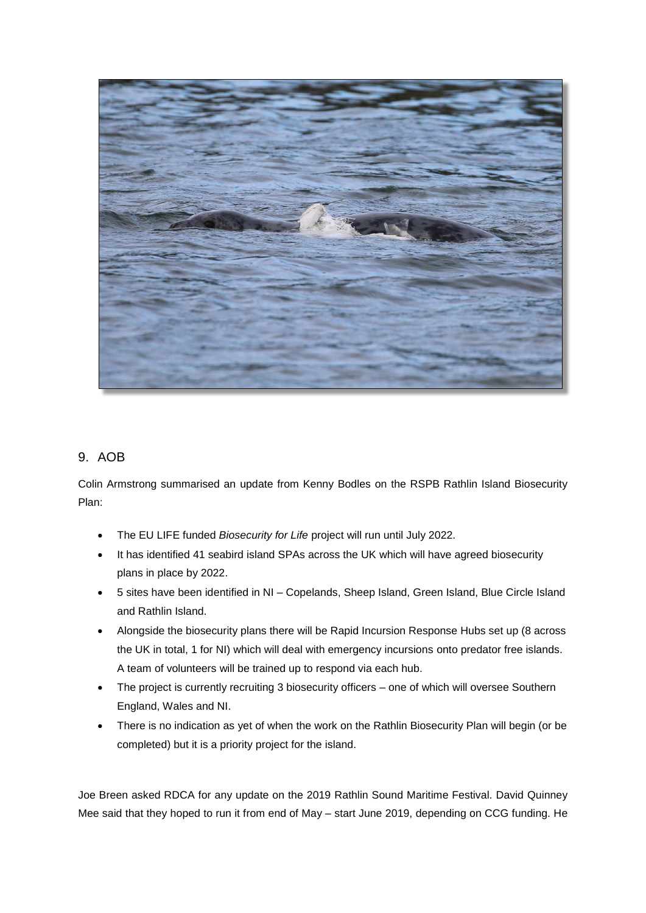## 9. AOB

Colin Armstrong summarised an update from Kenny Bodles on the RSPB Rathlin Island Biosecurity Plan:

- The EU LIFE funded *Biosecurity for Life* project will run until July 2022.
- It has identified 41 seabird island SPAs across the UK which will have agreed biosecurity plans in place by 2022.
- 5 sites have been identified in NI – Copelands, Sheep Island, Green Island, Blue Circle Island and Rathlin Island.
- Alongside the biosecurity plans there will be Rapid Incursion Response Hubs set up (8 across the UK in total, 1 for NI) which will deal with emergency incursions onto predator free islands. A team of volunteers will be trained up to respond via each hub.
- The project is currently recruiting 3 biosecurity officers – one of which will oversee Southern England, Wales and NI.
- There is no indication as yet of when the work on the Rathlin Biosecurity Plan will begin (or be completed) but it is a priority project for the island.

Joe Breen asked RDCA for any update on the 2019 Rathlin Sound Maritime Festival. David Quinney Mee said that they hoped to run it from end of May – start June 2019, depending on CCG funding. He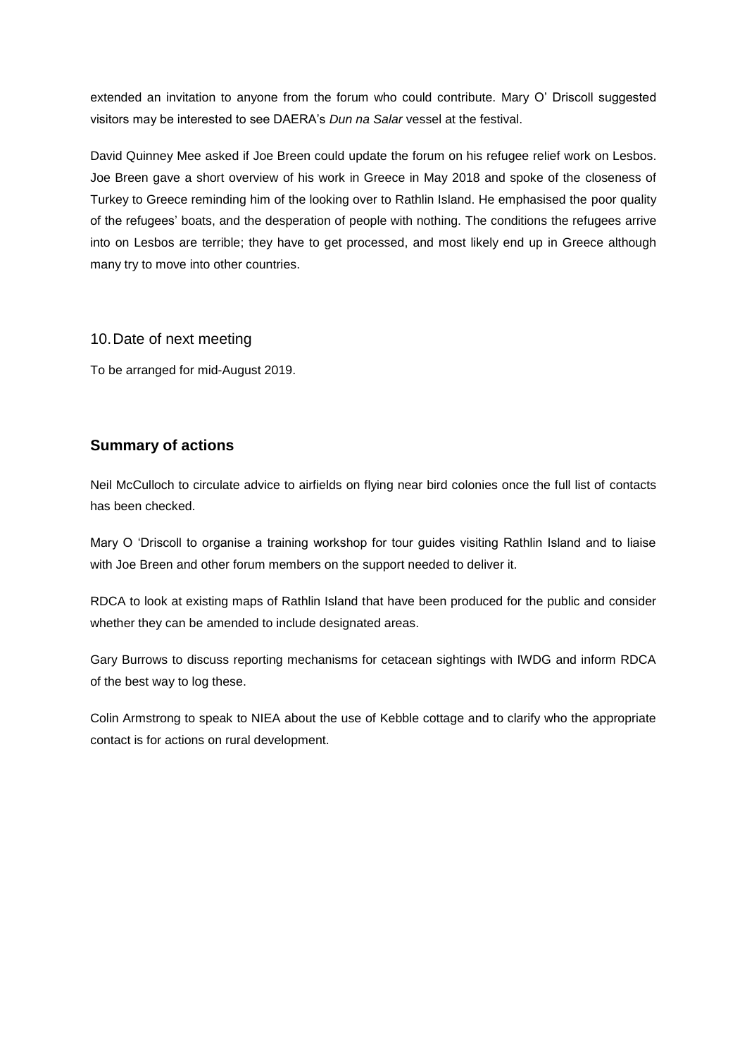extended an invitation to anyone from the forum who could contribute. Mary O' Driscoll suggested visitors may be interested to see DAERA's *Dun na Salar* vessel at the festival.

David Quinney Mee asked if Joe Breen could update the forum on his refugee relief work on Lesbos. Joe Breen gave a short overview of his work in Greece in May 2018 and spoke of the closeness of Turkey to Greece reminding him of the looking over to Rathlin Island. He emphasised the poor quality of the refugees' boats, and the desperation of people with nothing. The conditions the refugees arrive into on Lesbos are terrible; they have to get processed, and most likely end up in Greece although many try to move into other countries.

## 10. Date of next meeting

To be arranged for mid-August 2019.

## Summary of actions

Neil McCulloch to circulate advice to airfields on flying near bird colonies once the full list of contacts has been checked.

Mary O 'Driscoll to organise a training workshop for tour guides visiting Rathlin Island and to liaise with Joe Breen and other forum members on the support needed to deliver it.

RDCA to look at existing maps of Rathlin Island that have been produced for the public and consider whether they can be amended to include designated areas.

Gary Burrows to discuss reporting mechanisms for cetacean sightings with IWDG and inform RDCA of the best way to log these.

Colin Armstrong to speak to NIEA about the use of Kebble cottage and to clarify who the appropriate contact is for actions on rural development.